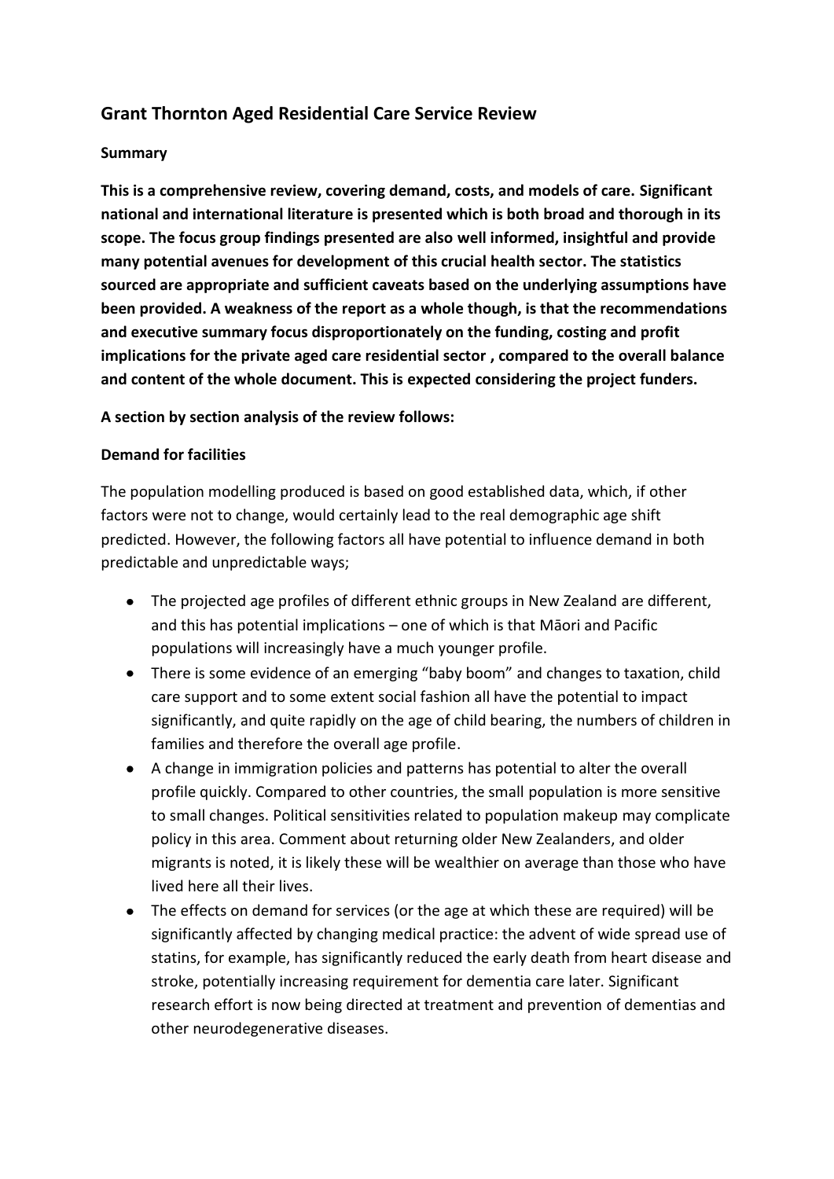# Grant Thornton Aged Residential Care Service Review

**Summary**

**This is a comprehensive review, covering demand, costs, and models of care. Significant national and international literature is presented which is both broad and thorough in its scope. The focus group findings presented are also well informed, insightful and provide many potential avenues for development of this crucial health sector. The statistics sourced are appropriate and sufficient caveats based on the underlying assumptions have been provided. A weakness of the report as a whole though, is that the recommendations and executive summary focus disproportionately on the funding, costing and profit implications for the private aged care residential sector , compared to the overall balance and content of the whole document. This is expected considering the project funders.**

**A section by section analysis of the review follows:**

**Demand for facilities**

The population modelling produced is based on good established data, which, if other factors were not to change, would certainly lead to the real demographic age shift predicted. However, the following factors all have potential to influence demand in both predictable and unpredictable ways;

- The projected age profiles of different ethnic groups in New Zealand are different, and this has potential implications – one of which is that Māori and Pacific populations will increasingly have a much younger profile.
- There is some evidence of an emerging "baby boom" and changes to taxation, child care support and to some extent social fashion all have the potential to impact significantly, and quite rapidly on the age of child bearing, the numbers of children in families and therefore the overall age profile.
- A change in immigration policies and patterns has potential to alter the overall profile quickly. Compared to other countries, the small population is more sensitive to small changes. Political sensitivities related to population makeup may complicate policy in this area. Comment about returning older New Zealanders, and older migrants is noted, it is likely these will be wealthier on average than those who have lived here all their lives.
- The effects on demand for services (or the age at which these are required) will be significantly affected by changing medical practice: the advent of wide spread use of statins, for example, has significantly reduced the early death from heart disease and stroke, potentially increasing requirement for dementia care later. Significant research effort is now being directed at treatment and prevention of dementias and other neurodegenerative diseases.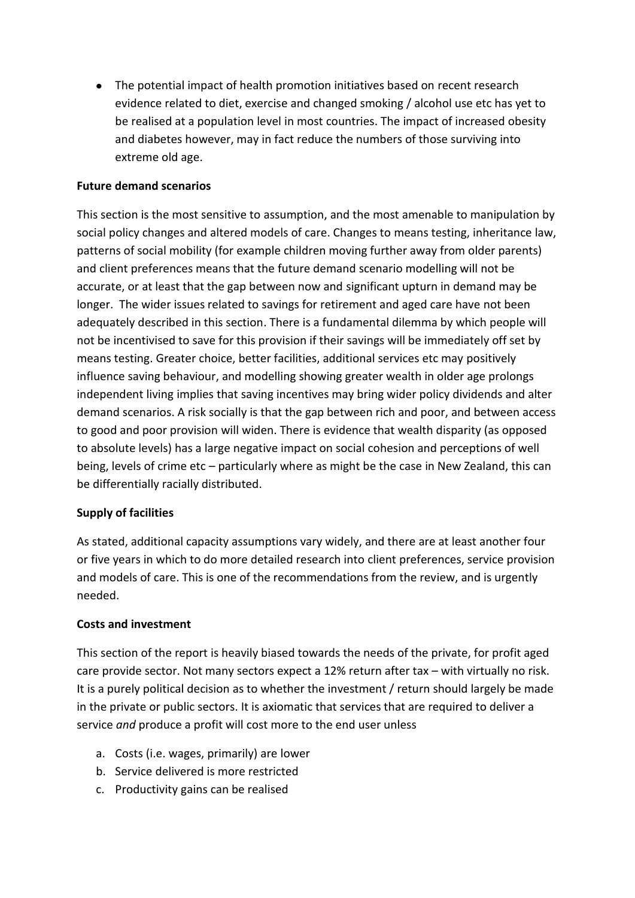- The potential impact of health promotion initiatives based on recent research evidence related to diet, exercise and changed smoking / alcohol use etc has yet to be realised at a population level in most countries. The impact of increased obesity and diabetes however, may in fact reduce the numbers of those surviving into extreme old age.

**Future demand scenarios**

This section is the most sensitive to assumption, and the most amenable to manipulation by social policy changes and altered models of care. Changes to means testing, inheritance law, patterns of social mobility (for example children moving further away from older parents) and client preferences means that the future demand scenario modelling will not be accurate, or at least that the gap between now and significant upturn in demand may be longer. The wider issues related to savings for retirement and aged care have not been adequately described in this section. There is a fundamental dilemma by which people will not be incentivised to save for this provision if their savings will be immediately off set by means testing. Greater choice, better facilities, additional services etc may positively influence saving behaviour, and modelling showing greater wealth in older age prolongs independent living implies that saving incentives may bring wider policy dividends and alter demand scenarios. A risk socially is that the gap between rich and poor, and between access to good and poor provision will widen. There is evidence that wealth disparity (as opposed to absolute levels) has a large negative impact on social cohesion and perceptions of well being, levels of crime etc – particularly where as might be the case in New Zealand, this can be differentially racially distributed.

**Supply of facilities**

As stated, additional capacity assumptions vary widely, and there are at least another four or five years in which to do more detailed research into client preferences, service provision and models of care. This is one of the recommendations from the review, and is urgently needed.

**Costs and investment**

This section of the report is heavily biased towards the needs of the private, for profit aged care provide sector. Not many sectors expect a 12% return after tax – with virtually no risk. It is a purely political decision as to whether the investment / return should largely be made in the private or public sectors. It is axiomatic that services that are required to deliver a service *and* produce a profit will cost more to the end user unless

a. Costs (i.e. wages, primarily) are lower
b. Service delivered is more restricted
c. Productivity gains can be realised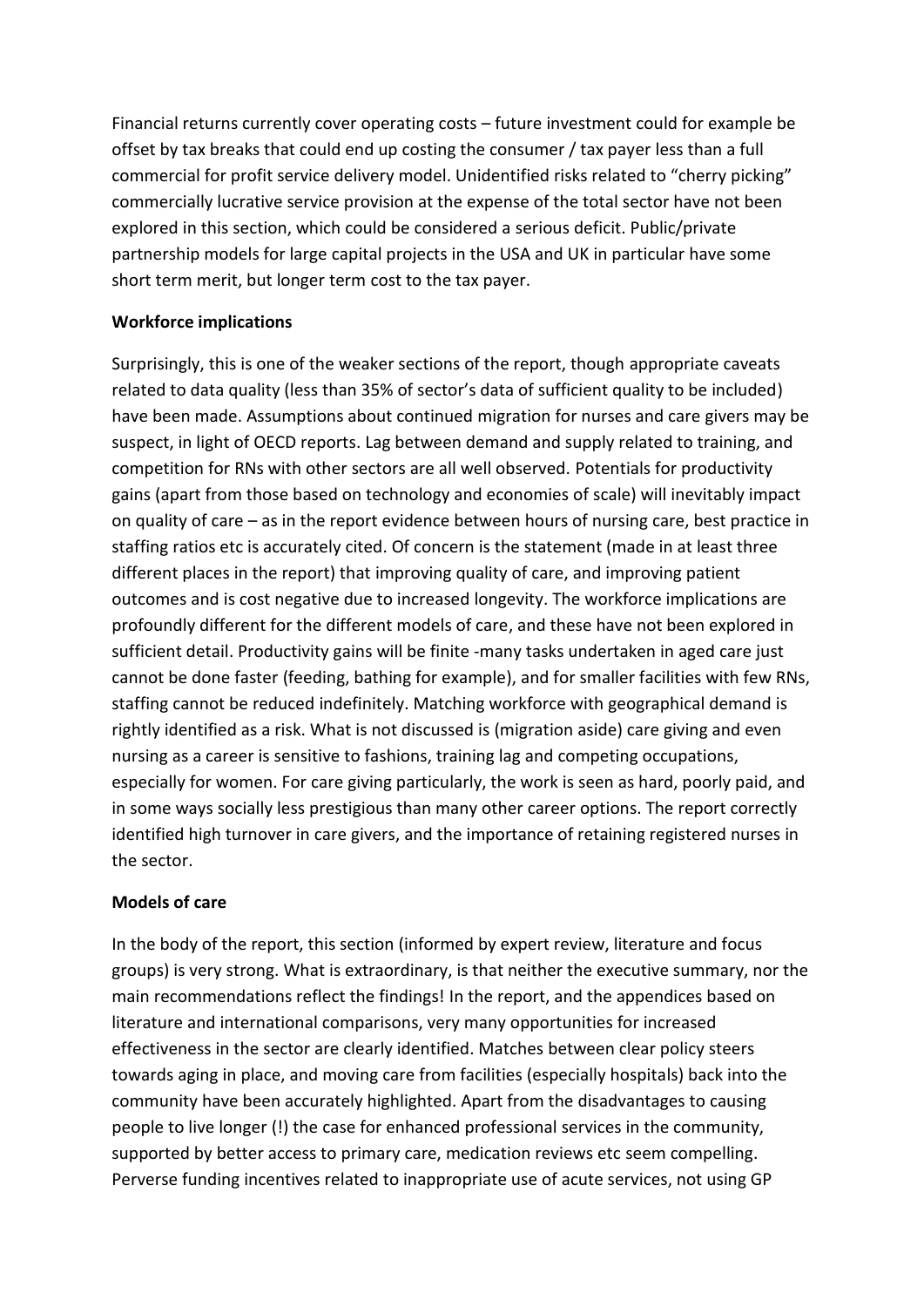Financial returns currently cover operating costs – future investment could for example be offset by tax breaks that could end up costing the consumer / tax payer less than a full commercial for profit service delivery model. Unidentified risks related to "cherry picking" commercially lucrative service provision at the expense of the total sector have not been explored in this section, which could be considered a serious deficit. Public/private partnership models for large capital projects in the USA and UK in particular have some short term merit, but longer term cost to the tax payer.

**Workforce implications**

Surprisingly, this is one of the weaker sections of the report, though appropriate caveats related to data quality (less than 35% of sector's data of sufficient quality to be included) have been made. Assumptions about continued migration for nurses and care givers may be suspect, in light of OECD reports. Lag between demand and supply related to training, and competition for RNs with other sectors are all well observed. Potentials for productivity gains (apart from those based on technology and economies of scale) will inevitably impact on quality of care – as in the report evidence between hours of nursing care, best practice in staffing ratios etc is accurately cited. Of concern is the statement (made in at least three different places in the report) that improving quality of care, and improving patient outcomes and is cost negative due to increased longevity. The workforce implications are profoundly different for the different models of care, and these have not been explored in sufficient detail. Productivity gains will be finite -many tasks undertaken in aged care just cannot be done faster (feeding, bathing for example), and for smaller facilities with few RNs, staffing cannot be reduced indefinitely. Matching workforce with geographical demand is rightly identified as a risk. What is not discussed is (migration aside) care giving and even nursing as a career is sensitive to fashions, training lag and competing occupations, especially for women. For care giving particularly, the work is seen as hard, poorly paid, and in some ways socially less prestigious than many other career options. The report correctly identified high turnover in care givers, and the importance of retaining registered nurses in the sector.

**Models of care**

In the body of the report, this section (informed by expert review, literature and focus groups) is very strong. What is extraordinary, is that neither the executive summary, nor the main recommendations reflect the findings! In the report, and the appendices based on literature and international comparisons, very many opportunities for increased effectiveness in the sector are clearly identified. Matches between clear policy steers towards aging in place, and moving care from facilities (especially hospitals) back into the community have been accurately highlighted. Apart from the disadvantages to causing people to live longer (!) the case for enhanced professional services in the community, supported by better access to primary care, medication reviews etc seem compelling. Perverse funding incentives related to inappropriate use of acute services, not using GP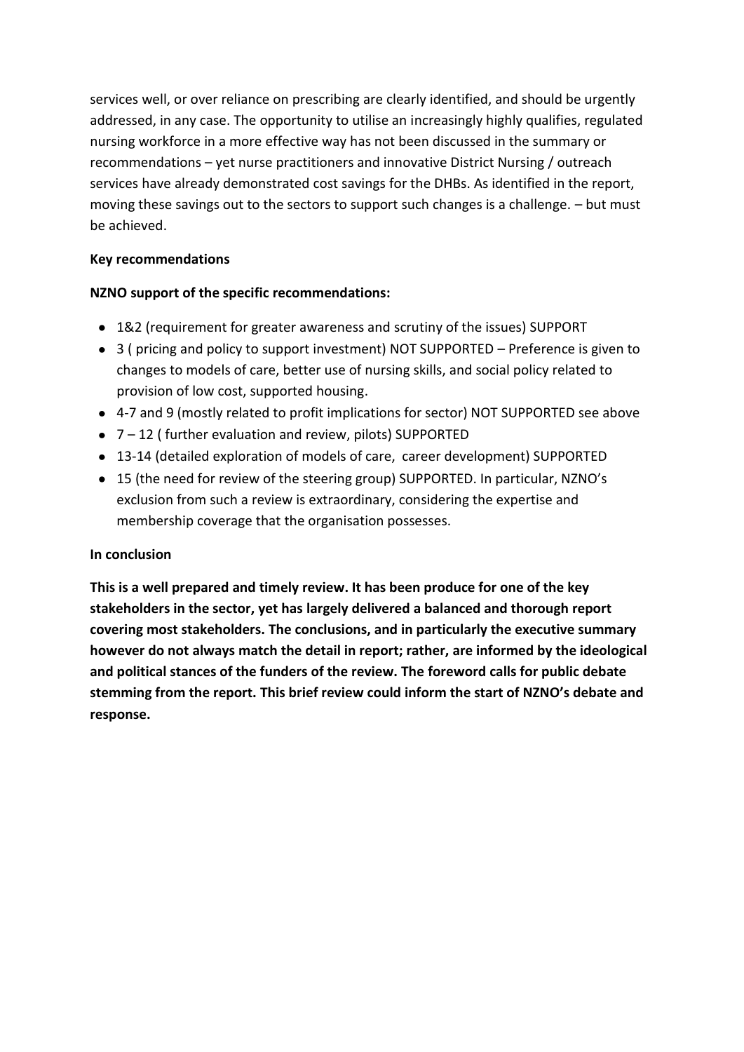services well, or over reliance on prescribing are clearly identified, and should be urgently addressed, in any case. The opportunity to utilise an increasingly highly qualifies, regulated nursing workforce in a more effective way has not been discussed in the summary or recommendations – yet nurse practitioners and innovative District Nursing / outreach services have already demonstrated cost savings for the DHBs. As identified in the report, moving these savings out to the sectors to support such changes is a challenge. – but must be achieved.

**Key recommendations**

**NZNO support of the specific recommendations:**

- 1&2 (requirement for greater awareness and scrutiny of the issues) SUPPORT
- 3 ( pricing and policy to support investment) NOT SUPPORTED – Preference is given to changes to models of care, better use of nursing skills, and social policy related to provision of low cost, supported housing.
- 4-7 and 9 (mostly related to profit implications for sector) NOT SUPPORTED see above
- 7 – 12 ( further evaluation and review, pilots) SUPPORTED
- 13-14 (detailed exploration of models of care, career development) SUPPORTED
- 15 (the need for review of the steering group) SUPPORTED. In particular, NZNO's exclusion from such a review is extraordinary, considering the expertise and membership coverage that the organisation possesses.

**In conclusion**

**This is a well prepared and timely review. It has been produce for one of the key stakeholders in the sector, yet has largely delivered a balanced and thorough report covering most stakeholders. The conclusions, and in particularly the executive summary however do not always match the detail in report; rather, are informed by the ideological and political stances of the funders of the review. The foreword calls for public debate stemming from the report. This brief review could inform the start of NZNO's debate and response.**